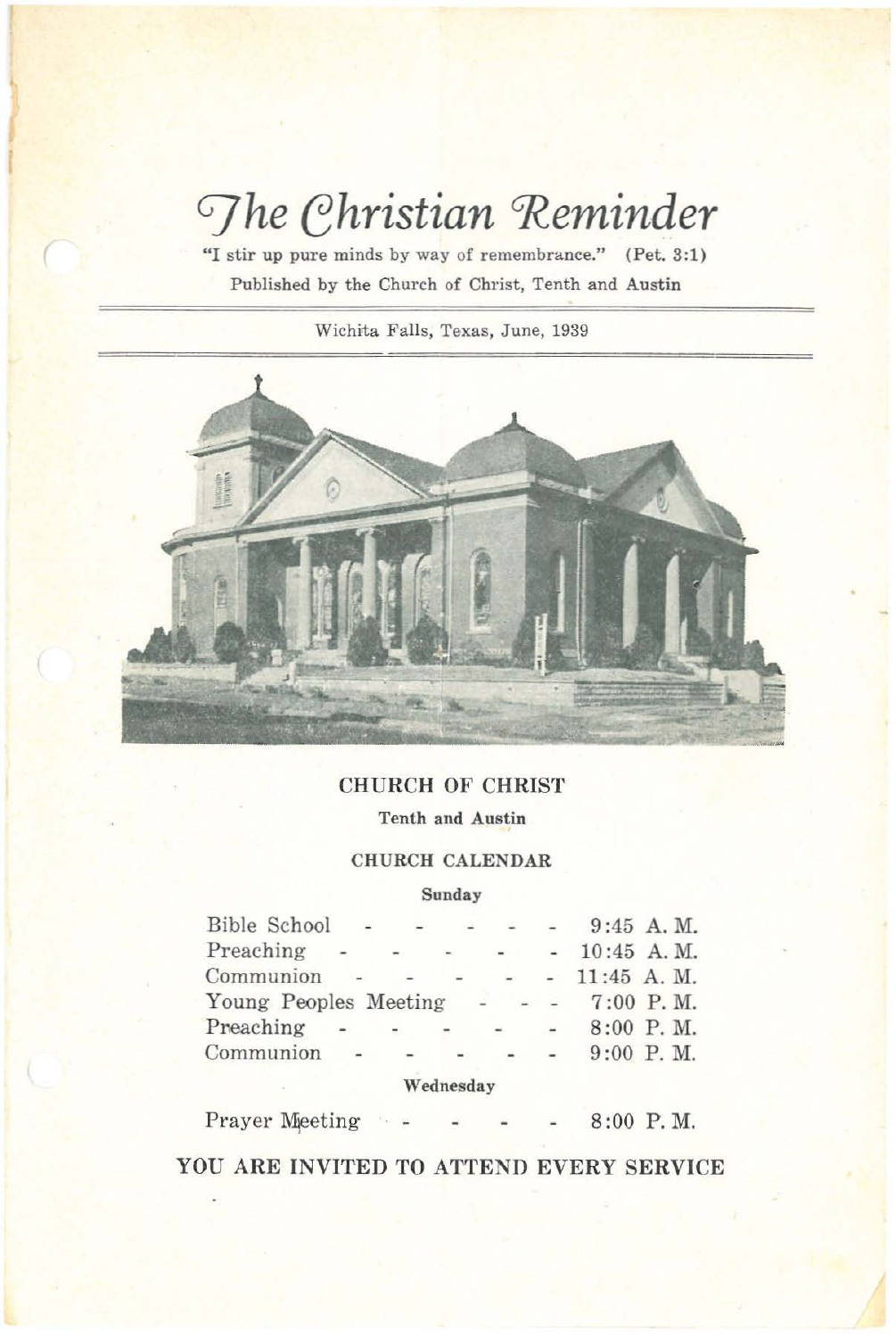# The Christian Reminder

"I stir up pure minds by way of remembrance." (Pet. 3:1)

Published by the Church of Christ, Tenth and Austin

Wichita Falls, Texas, June, 1939

## CHURCH OF CHRIST

**Tenth and Austin**

### CHURCH CALENDAR

**Sunday**

| | |
|---|---|
| Bible School | 9:45 A. M. |
| Preaching | 10:45 A. M. |
| Communion | 11:45 A. M. |
| Young Peoples Meeting | 7:00 P. M. |
| Preaching | 8:00 P. M. |
| Communion | 9:00 P. M. |

**Wednesday**

| | |
|---|---|
| Prayer Meeting | 8:00 P. M. |

**YOU ARE INVITED TO ATTEND EVERY SERVICE**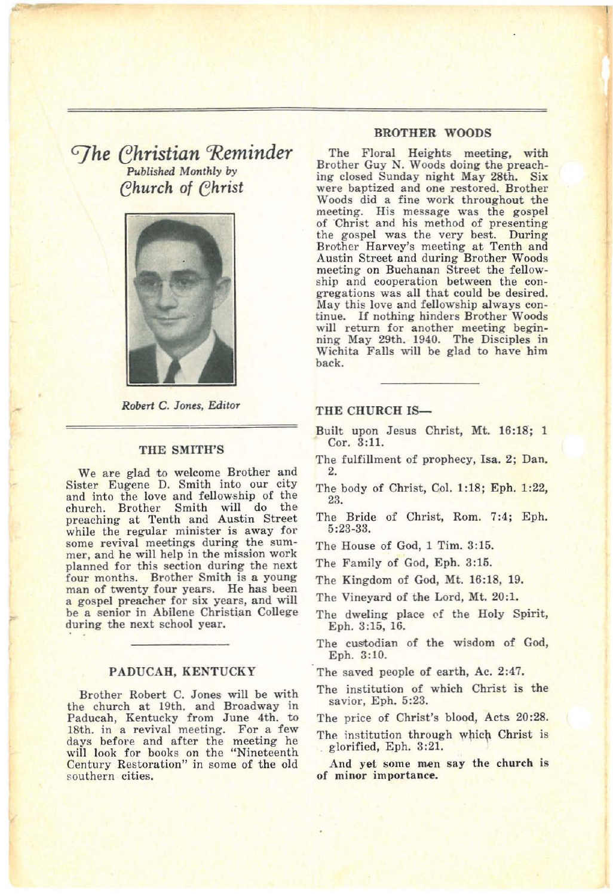# *The Christian Reminder*

*Published Monthly by*

*Church of Christ*

*Robert C. Jones, Editor*

## THE SMITH'S

We are glad to welcome Brother and Sister Eugene D. Smith into our city and into the love and fellowship of the church. Brother Smith will do the preaching at Tenth and Austin Street while the regular minister is away for some revival meetings during the summer, and he will help in the mission work planned for this section during the next four months. Brother Smith is a young man of twenty four years. He has been a gospel preacher for six years, and will be a senior in Abilene Christian College during the next school year.

## PADUCAH, KENTUCKY

Brother Robert C. Jones will be with the church at 19th. and Broadway in Paducah, Kentucky from June 4th. to 18th. in a revival meeting. For a few days before and after the meeting he will look for books on the "Nineteenth Century Restoration" in some of the old southern cities.

## BROTHER WOODS

The Floral Heights meeting, with Brother Guy N. Woods doing the preaching closed Sunday night May 28th. Six were baptized and one restored. Brother Woods did a fine work throughout the meeting. His message was the gospel of Christ and his method of presenting the gospel was the very best. During Brother Harvey's meeting at Tenth and Austin Street and during Brother Woods meeting on Buchanan Street the fellowship and cooperation between the congregations was all that could be desired. May this love and fellowship always continue. If nothing hinders Brother Woods will return for another meeting beginning May 29th. 1940. The Disciples in Wichita Falls will be glad to have him back.

## THE CHURCH IS—

Built upon Jesus Christ, Mt. 16:18; 1 Cor. 3:11.

The fulfillment of prophecy, Isa. 2; Dan. 2.

The body of Christ, Col. 1:18; Eph. 1:22, 23.

The Bride of Christ, Rom. 7:4; Eph. 5:23-33.

The House of God, 1 Tim. 3:15.

The Family of God, Eph. 3:15.

The Kingdom of God, Mt. 16:18, 19.

The Vineyard of the Lord, Mt. 20:1.

The dweling place of the Holy Spirit, Eph. 3:15, 16.

The custodian of the wisdom of God, Eph. 3:10.

The saved people of earth, Ac. 2:47.

The institution of which Christ is the savior, Eph. 5:23.

The price of Christ's blood, Acts 20:28.

The institution through which Christ is glorified, Eph. 3:21.

**And yet some men say the church is of minor importance.**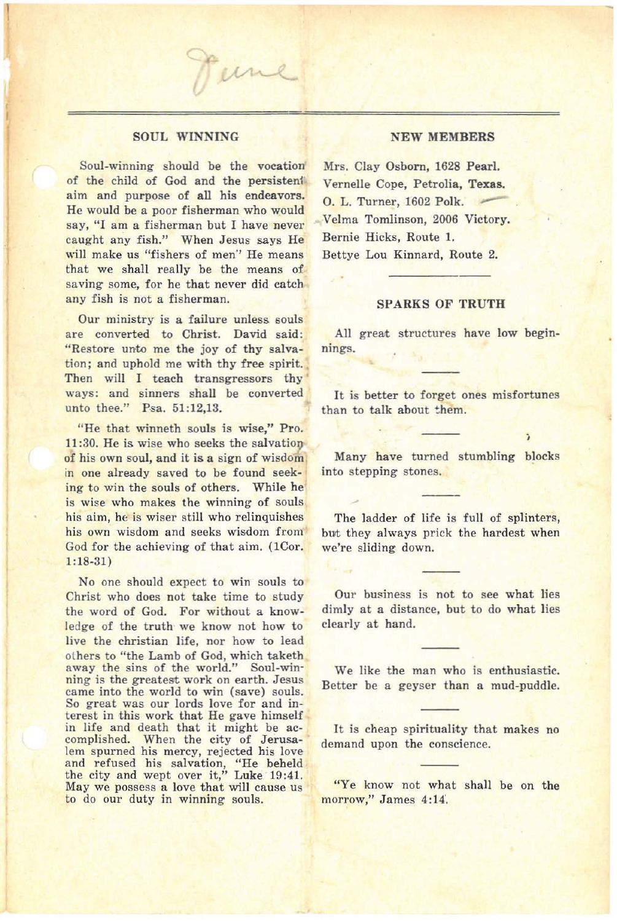June

## SOUL WINNING

Soul-winning should be the vocation of the child of God and the persistent aim and purpose of all his endeavors. He would be a poor fisherman who would say, "I am a fisherman but I have never caught any fish." When Jesus says He will make us "fishers of men" He means that we shall really be the means of saving some, for he that never did catch any fish is not a fisherman.

Our ministry is a failure unless souls are converted to Christ. David said: "Restore unto me the joy of thy salvation; and uphold me with thy free spirit. Then will I teach transgressors thy ways: and sinners shall be converted unto thee." Psa. 51:12,13.

"He that winneth souls is wise," Pro. 11:30. He is wise who seeks the salvation of his own soul, and it is a sign of wisdom in one already saved to be found seeking to win the souls of others. While he is wise who makes the winning of souls his aim, he is wiser still who relinquishes his own wisdom and seeks wisdom from God for the achieving of that aim. (1Cor. 1:18-31)

No one should expect to win souls to Christ who does not take time to study the word of God. For without a knowledge of the truth we know not how to live the christian life, nor how to lead others to "the Lamb of God, which taketh away the sins of the world." Soul-winning is the greatest work on earth. Jesus came into the world to win (save) souls. So great was our lords love for and interest in this work that He gave himself in life and death that it might be accomplished. When the city of Jerusalem spurned his mercy, rejected his love and refused his salvation, "He beheld the city and wept over it," Luke 19:41. May we possess a love that will cause us to do our duty in winning souls.

## NEW MEMBERS

Mrs. Clay Osborn, 1628 Pearl.
Vernelle Cope, Petrolia, Texas.
O. L. Turner, 1602 Polk.
Velma Tomlinson, 2006 Victory.
Bernie Hicks, Route 1.
Bettye Lou Kinnard, Route 2.

---

## SPARKS OF TRUTH

All great structures have low beginnings.

---

It is better to forget ones misfortunes than to talk about them.

---

Many have turned stumbling blocks into stepping stones.

---

The ladder of life is full of splinters, but they always prick the hardest when we're sliding down.

---

Our business is not to see what lies dimly at a distance, but to do what lies clearly at hand.

---

We like the man who is enthusiastic. Better be a geyser than a mud-puddle.

---

It is cheap spirituality that makes no demand upon the conscience.

---

"Ye know not what shall be on the morrow," James 4:14.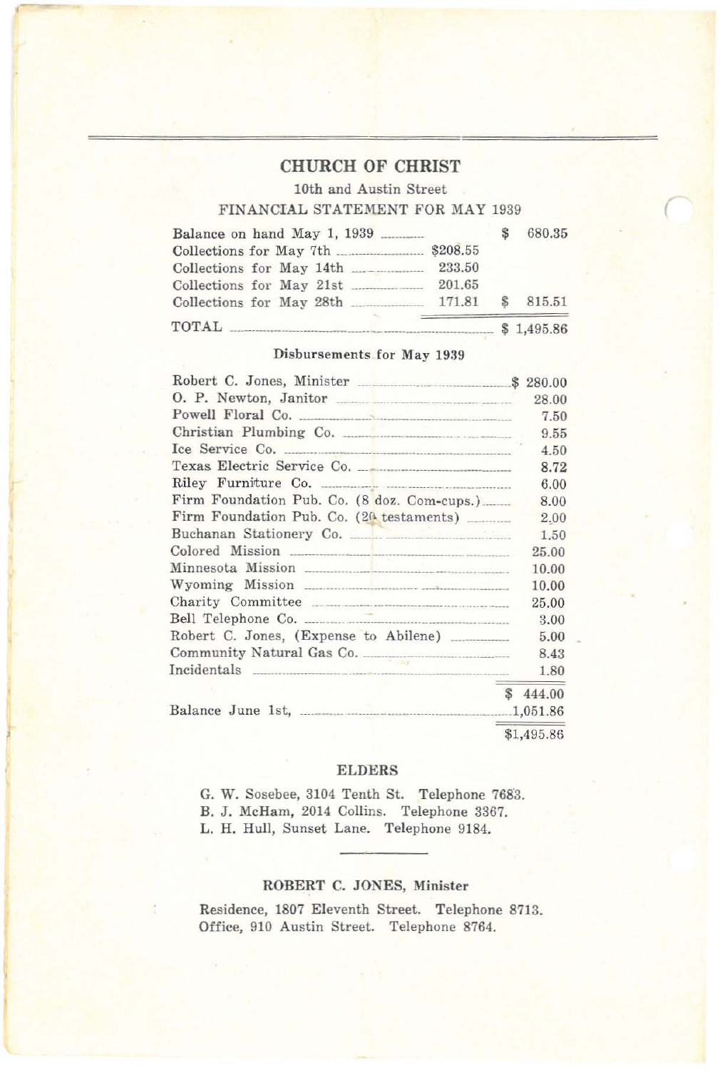## CHURCH OF CHRIST

10th and Austin Street

FINANCIAL STATEMENT FOR MAY 1939

| | | |
|---|---|---|
| Balance on hand May 1, 1939 | | $ 680.35 |
| Collections for May 7th | $208.55 | |
| Collections for May 14th | 233.50 | |
| Collections for May 21st | 201.65 | |
| Collections for May 28th | 171.81 | $ 815.51 |
| TOTAL | | $ 1,495.86 |

### Disbursements for May 1939

| | |
|---|---|
| Robert C. Jones, Minister | $ 280.00 |
| O. P. Newton, Janitor | 28.00 |
| Powell Floral Co. | 7.50 |
| Christian Plumbing Co. | 9.55 |
| Ice Service Co. | 4.50 |
| Texas Electric Service Co. | 8.72 |
| Riley Furniture Co. | 6.00 |
| Firm Foundation Pub. Co. (8 doz. Com-cups.) | 8.00 |
| Firm Foundation Pub. Co. (20 testaments) | 2.00 |
| Buchanan Stationery Co. | 1.50 |
| Colored Mission | 25.00 |
| Minnesota Mission | 10.00 |
| Wyoming Mission | 10.00 |
| Charity Committee | 25.00 |
| Bell Telephone Co. | 3.00 |
| Robert C. Jones, (Expense to Abilene) | 5.00 |
| Community Natural Gas Co. | 8.43 |
| Incidentals | 1.80 |
| | $ 444.00 |
| Balance June 1st, | 1,051.86 |
| | $1,495.86 |

### ELDERS

G. W. Sosebee, 3104 Tenth St. Telephone 7683.
B. J. McHam, 2014 Collins. Telephone 3367.
L. H. Hull, Sunset Lane. Telephone 9184.

### ROBERT C. JONES, Minister

Residence, 1807 Eleventh Street. Telephone 8713.
Office, 910 Austin Street. Telephone 8764.